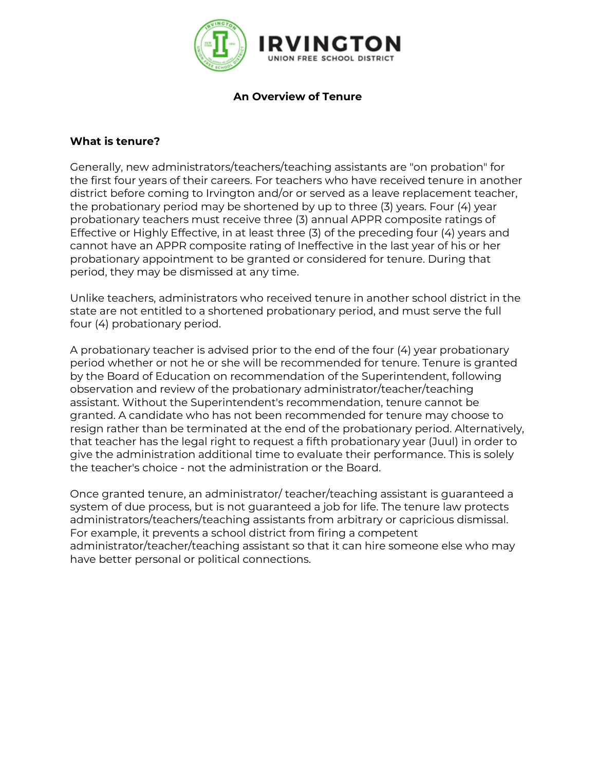IRVINGTON
UNION FREE SCHOOL DISTRICT

# An Overview of Tenure

## What is tenure?

Generally, new administrators/teachers/teaching assistants are "on probation" for the first four years of their careers. For teachers who have received tenure in another district before coming to Irvington and/or or served as a leave replacement teacher, the probationary period may be shortened by up to three (3) years. Four (4) year probationary teachers must receive three (3) annual APPR composite ratings of Effective or Highly Effective, in at least three (3) of the preceding four (4) years and cannot have an APPR composite rating of Ineffective in the last year of his or her probationary appointment to be granted or considered for tenure. During that period, they may be dismissed at any time.

Unlike teachers, administrators who received tenure in another school district in the state are not entitled to a shortened probationary period, and must serve the full four (4) probationary period.

A probationary teacher is advised prior to the end of the four (4) year probationary period whether or not he or she will be recommended for tenure. Tenure is granted by the Board of Education on recommendation of the Superintendent, following observation and review of the probationary administrator/teacher/teaching assistant. Without the Superintendent's recommendation, tenure cannot be granted. A candidate who has not been recommended for tenure may choose to resign rather than be terminated at the end of the probationary period. Alternatively, that teacher has the legal right to request a fifth probationary year (Juul) in order to give the administration additional time to evaluate their performance. This is solely the teacher's choice - not the administration or the Board.

Once granted tenure, an administrator/ teacher/teaching assistant is guaranteed a system of due process, but is not guaranteed a job for life. The tenure law protects administrators/teachers/teaching assistants from arbitrary or capricious dismissal. For example, it prevents a school district from firing a competent administrator/teacher/teaching assistant so that it can hire someone else who may have better personal or political connections.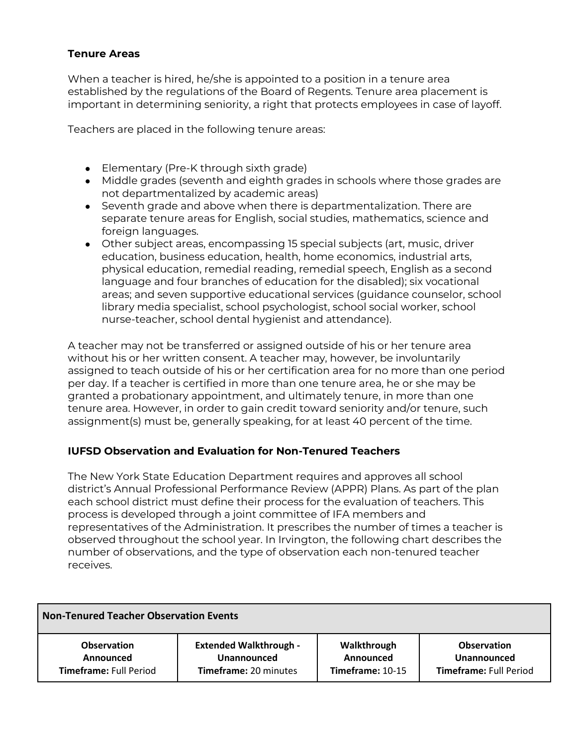### Tenure Areas

When a teacher is hired, he/she is appointed to a position in a tenure area established by the regulations of the Board of Regents. Tenure area placement is important in determining seniority, a right that protects employees in case of layoff.

Teachers are placed in the following tenure areas:

- Elementary (Pre-K through sixth grade)
- Middle grades (seventh and eighth grades in schools where those grades are not departmentalized by academic areas)
- Seventh grade and above when there is departmentalization. There are separate tenure areas for English, social studies, mathematics, science and foreign languages.
- Other subject areas, encompassing 15 special subjects (art, music, driver education, business education, health, home economics, industrial arts, physical education, remedial reading, remedial speech, English as a second language and four branches of education for the disabled); six vocational areas; and seven supportive educational services (guidance counselor, school library media specialist, school psychologist, school social worker, school nurse-teacher, school dental hygienist and attendance).

A teacher may not be transferred or assigned outside of his or her tenure area without his or her written consent. A teacher may, however, be involuntarily assigned to teach outside of his or her certification area for no more than one period per day. If a teacher is certified in more than one tenure area, he or she may be granted a probationary appointment, and ultimately tenure, in more than one tenure area. However, in order to gain credit toward seniority and/or tenure, such assignment(s) must be, generally speaking, for at least 40 percent of the time.

### IUFSD Observation and Evaluation for Non-Tenured Teachers

The New York State Education Department requires and approves all school district's Annual Professional Performance Review (APPR) Plans. As part of the plan each school district must define their process for the evaluation of teachers. This process is developed through a joint committee of IFA members and representatives of the Administration. It prescribes the number of times a teacher is observed throughout the school year. In Irvington, the following chart describes the number of observations, and the type of observation each non-tenured teacher receives.

| **Non-Tenured Teacher Observation Events** | | | |
|---|---|---|---|
| **Observation**<br>**Announced**<br>**Timeframe:** Full Period | **Extended Walkthrough -**<br>**Unannounced**<br>**Timeframe:** 20 minutes | **Walkthrough**<br>**Announced**<br>**Timeframe:** 10-15 | **Observation**<br>**Unannounced**<br>**Timeframe:** Full Period |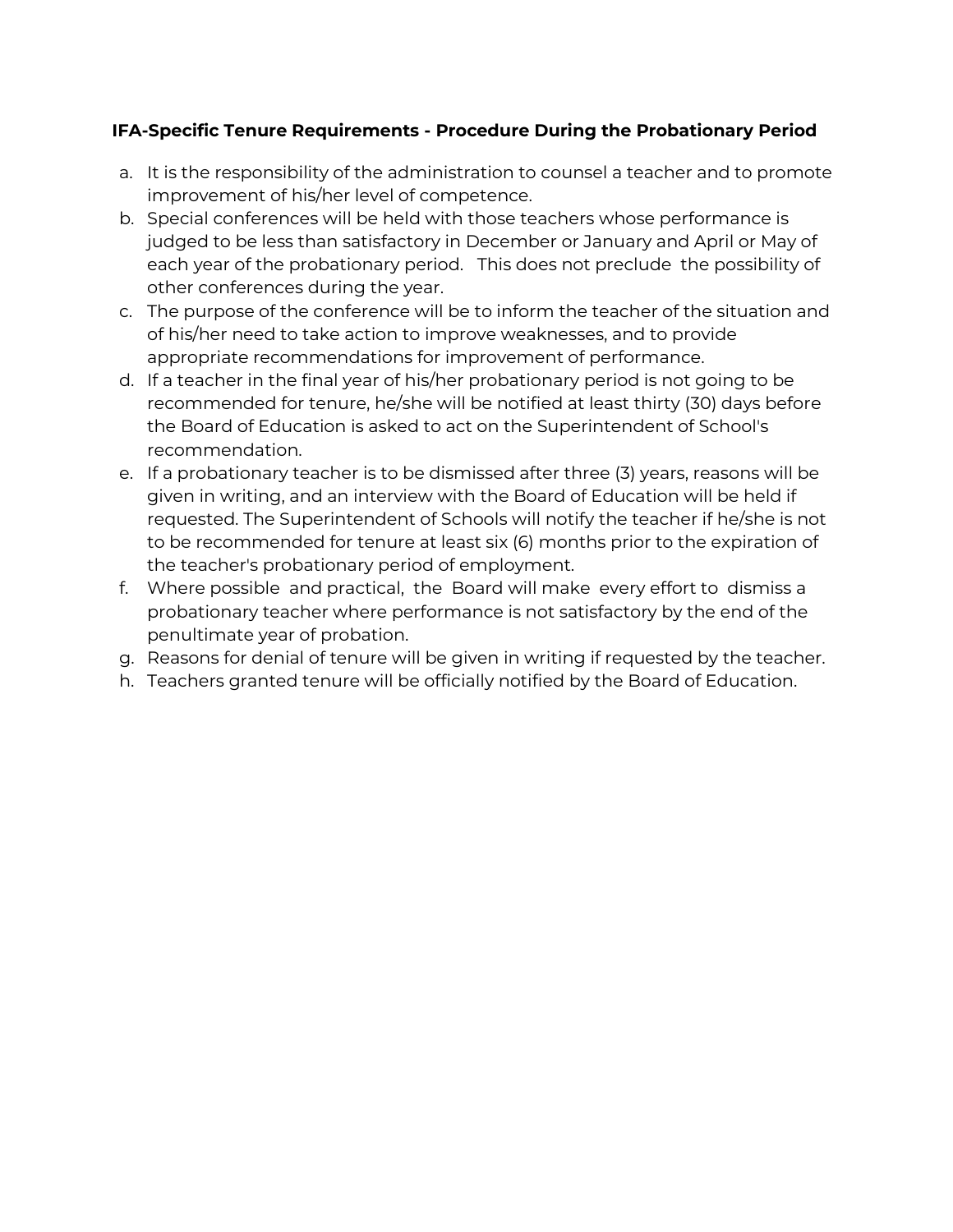**IFA-Specific Tenure Requirements - Procedure During the Probationary Period**

a. It is the responsibility of the administration to counsel a teacher and to promote improvement of his/her level of competence.
b. Special conferences will be held with those teachers whose performance is judged to be less than satisfactory in December or January and April or May of each year of the probationary period. This does not preclude the possibility of other conferences during the year.
c. The purpose of the conference will be to inform the teacher of the situation and of his/her need to take action to improve weaknesses, and to provide appropriate recommendations for improvement of performance.
d. If a teacher in the final year of his/her probationary period is not going to be recommended for tenure, he/she will be notified at least thirty (30) days before the Board of Education is asked to act on the Superintendent of School's recommendation.
e. If a probationary teacher is to be dismissed after three (3) years, reasons will be given in writing, and an interview with the Board of Education will be held if requested. The Superintendent of Schools will notify the teacher if he/she is not to be recommended for tenure at least six (6) months prior to the expiration of the teacher's probationary period of employment.
f. Where possible and practical, the Board will make every effort to dismiss a probationary teacher where performance is not satisfactory by the end of the penultimate year of probation.
g. Reasons for denial of tenure will be given in writing if requested by the teacher.
h. Teachers granted tenure will be officially notified by the Board of Education.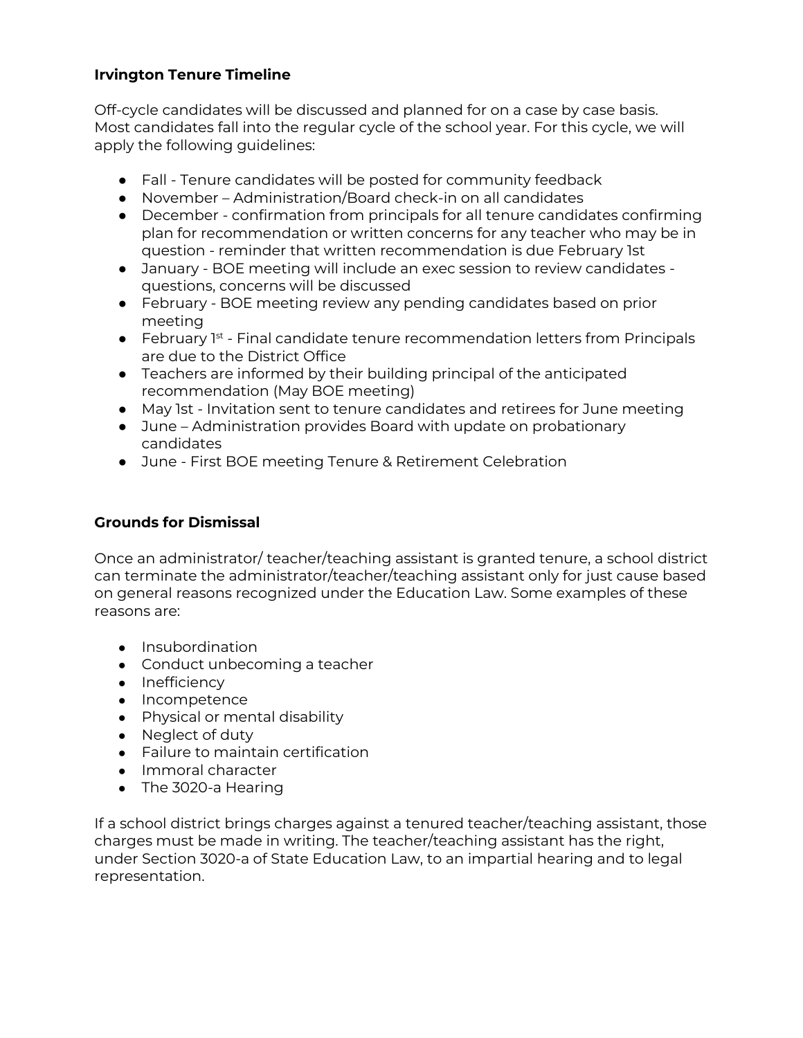**Irvington Tenure Timeline**

Off-cycle candidates will be discussed and planned for on a case by case basis. Most candidates fall into the regular cycle of the school year. For this cycle, we will apply the following guidelines:

- Fall - Tenure candidates will be posted for community feedback
- November – Administration/Board check-in on all candidates
- December - confirmation from principals for all tenure candidates confirming plan for recommendation or written concerns for any teacher who may be in question - reminder that written recommendation is due February 1st
- January - BOE meeting will include an exec session to review candidates - questions, concerns will be discussed
- February - BOE meeting review any pending candidates based on prior meeting
- February 1st - Final candidate tenure recommendation letters from Principals are due to the District Office
- Teachers are informed by their building principal of the anticipated recommendation (May BOE meeting)
- May 1st - Invitation sent to tenure candidates and retirees for June meeting
- June – Administration provides Board with update on probationary candidates
- June - First BOE meeting Tenure & Retirement Celebration

**Grounds for Dismissal**

Once an administrator/ teacher/teaching assistant is granted tenure, a school district can terminate the administrator/teacher/teaching assistant only for just cause based on general reasons recognized under the Education Law. Some examples of these reasons are:

- Insubordination
- Conduct unbecoming a teacher
- Inefficiency
- Incompetence
- Physical or mental disability
- Neglect of duty
- Failure to maintain certification
- Immoral character
- The 3020-a Hearing

If a school district brings charges against a tenured teacher/teaching assistant, those charges must be made in writing. The teacher/teaching assistant has the right, under Section 3020-a of State Education Law, to an impartial hearing and to legal representation.